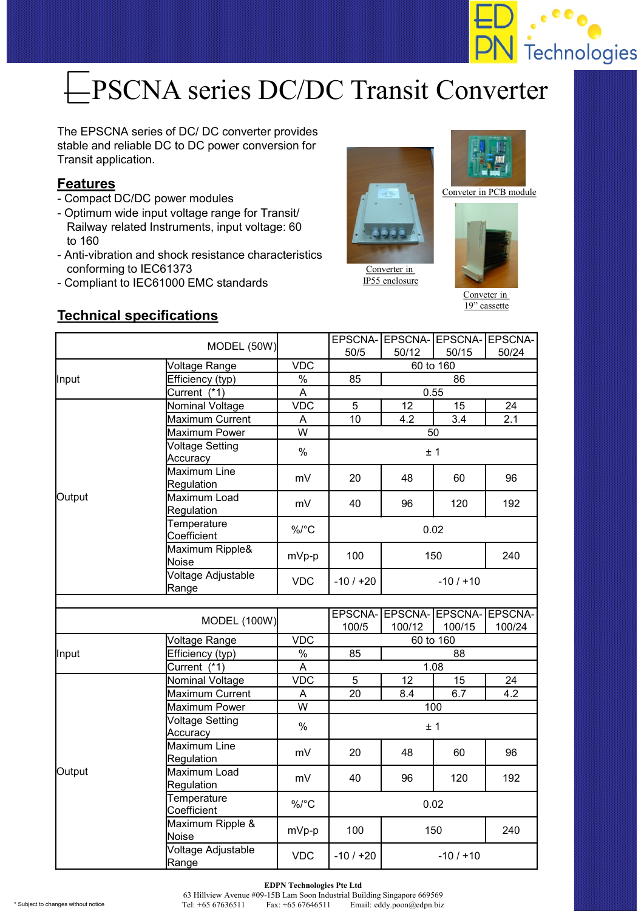# EPSCNA series DC/DC Transit Converter

The EPSCNA series of DC/ DC converter provides stable and reliable DC to DC power conversion for Transit application.

## Features

- Compact DC/DC power modules
- Optimum wide input voltage range for Transit/ Railway related Instruments, input voltage: 60 to 160
- Anti-vibration and shock resistance characteristics conforming to IEC61373
- Compliant to IEC61000 EMC standards

Converter in IP55 enclosure

Conveter in PCB module

Conveter in 19" cassette

## Technical specifications

| MODEL (50W) | | | EPSCNA-50/5 | EPSCNA-50/12 | EPSCNA-50/15 | EPSCNA-50/24 |
|---|---|---|---|---|---|---|
| Input | Voltage Range | VDC | 60 to 160 | | | |
| | Efficiency (typ) | % | 85 | 86 | | |
| | Current (*1) | A | 0.55 | | | |
| Output | Nominal Voltage | VDC | 5 | 12 | 15 | 24 |
| | Maximum Current | A | 10 | 4.2 | 3.4 | 2.1 |
| | Maximum Power | W | 50 | | | |
| | Voltage Setting Accuracy | % | ± 1 | | | |
| | Maximum Line Regulation | mV | 20 | 48 | 60 | 96 |
| | Maximum Load Regulation | mV | 40 | 96 | 120 | 192 |
| | Temperature Coefficient | %/°C | 0.02 | | | |
| | Maximum Ripple& Noise | mVp-p | 100 | 150 | | 240 |
| | Voltage Adjustable Range | VDC | -10 / +20 | -10 / +10 | | |

| MODEL (100W) | | | EPSCNA-100/5 | EPSCNA-100/12 | EPSCNA-100/15 | EPSCNA-100/24 |
|---|---|---|---|---|---|---|
| Input | Voltage Range | VDC | 60 to 160 | | | |
| | Efficiency (typ) | % | 85 | 88 | | |
| | Current (*1) | A | 1.08 | | | |
| Output | Nominal Voltage | VDC | 5 | 12 | 15 | 24 |
| | Maximum Current | A | 20 | 8.4 | 6.7 | 4.2 |
| | Maximum Power | W | 100 | | | |
| | Voltage Setting Accuracy | % | ± 1 | | | |
| | Maximum Line Regulation | mV | 20 | 48 | 60 | 96 |
| | Maximum Load Regulation | mV | 40 | 96 | 120 | 192 |
| | Temperature Coefficient | %/°C | 0.02 | | | |
| | Maximum Ripple & Noise | mVp-p | 100 | 150 | | 240 |
| | Voltage Adjustable Range | VDC | -10 / +20 | -10 / +10 | | |

\* Subject to changes without notice

**EDPN Technologies Pte Ltd**
63 Hillview Avenue #09-15B Lam Soon Industrial Building Singapore 669569
Tel: +65 67636511 Fax: +65 67646511 Email: eddy.poon@edpn.biz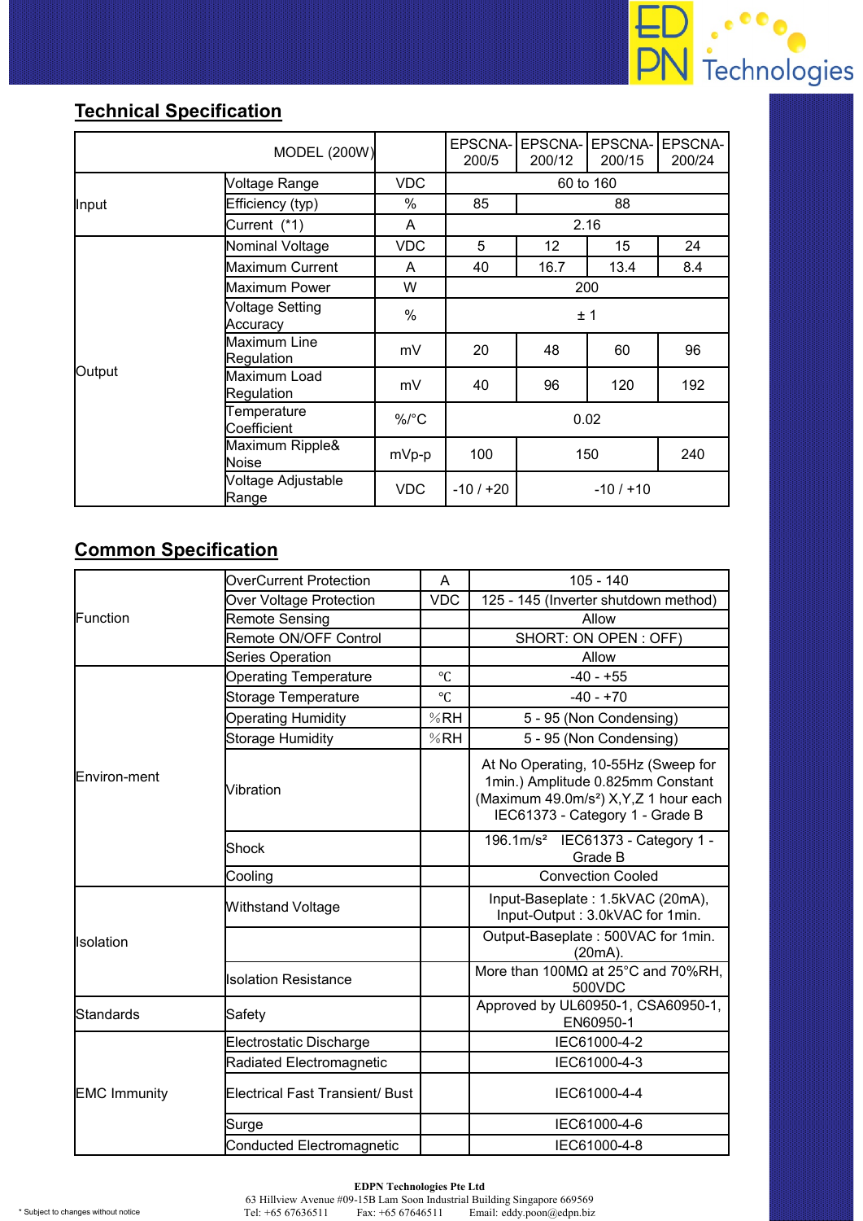## Technical Specification

| MODEL (200W) | | | EPSCNA-200/5 | EPSCNA-200/12 | EPSCNA-200/15 | EPSCNA-200/24 |
|---|---|---|---|---|---|---|
| Input | Voltage Range | VDC | 60 to 160 | | | |
| | Efficiency (typ) | % | 85 | 88 | | |
| | Current (*1) | A | 2.16 | | | |
| Output | Nominal Voltage | VDC | 5 | 12 | 15 | 24 |
| | Maximum Current | A | 40 | 16.7 | 13.4 | 8.4 |
| | Maximum Power | W | 200 | | | |
| | Voltage Setting Accuracy | % | ± 1 | | | |
| | Maximum Line Regulation | mV | 20 | 48 | 60 | 96 |
| | Maximum Load Regulation | mV | 40 | 96 | 120 | 192 |
| | Temperature Coefficient | %/°C | 0.02 | | | |
| | Maximum Ripple& Noise | mVp-p | 100 | 150 | | 240 |
| | Voltage Adjustable Range | VDC | -10 / +20 | -10 / +10 | | |

## Common Specification

| | | | |
|---|---|---|---|
| Function | OverCurrent Protection | A | 105 - 140 |
| | Over Voltage Protection | VDC | 125 - 145 (Inverter shutdown method) |
| | Remote Sensing | | Allow |
| | Remote ON/OFF Control | | SHORT: ON OPEN : OFF) |
| | Series Operation | | Allow |
| Environ-ment | Operating Temperature | ℃ | -40 - +55 |
| | Storage Temperature | ℃ | -40 - +70 |
| | Operating Humidity | %RH | 5 - 95 (Non Condensing) |
| | Storage Humidity | %RH | 5 - 95 (Non Condensing) |
| | Vibration | | At No Operating, 10-55Hz (Sweep for 1min.) Amplitude 0.825mm Constant (Maximum 49.0m/s²) X,Y,Z 1 hour each IEC61373 - Category 1 - Grade B |
| | Shock | | 196.1m/s² IEC61373 - Category 1 - Grade B |
| | Cooling | | Convection Cooled |
| Isolation | Withstand Voltage | | Input-Baseplate : 1.5kVAC (20mA), Input-Output : 3.0kVAC for 1min. |
| | | | Output-Baseplate : 500VAC for 1min. (20mA). |
| | Isolation Resistance | | More than 100MΩ at 25°C and 70%RH, 500VDC |
| Standards | Safety | | Approved by UL60950-1, CSA60950-1, EN60950-1 |
| EMC Immunity | Electrostatic Discharge | | IEC61000-4-2 |
| | Radiated Electromagnetic | | IEC61000-4-3 |
| | Electrical Fast Transient/ Bust | | IEC61000-4-4 |
| | Surge | | IEC61000-4-6 |
| | Conducted Electromagnetic | | IEC61000-4-8 |

**EDPN Technologies Pte Ltd**
63 Hillview Avenue #09-15B Lam Soon Industrial Building Singapore 669569
Tel: +65 67636511 Fax: +65 67646511 Email: eddy.poon@edpn.biz

* Subject to changes without notice